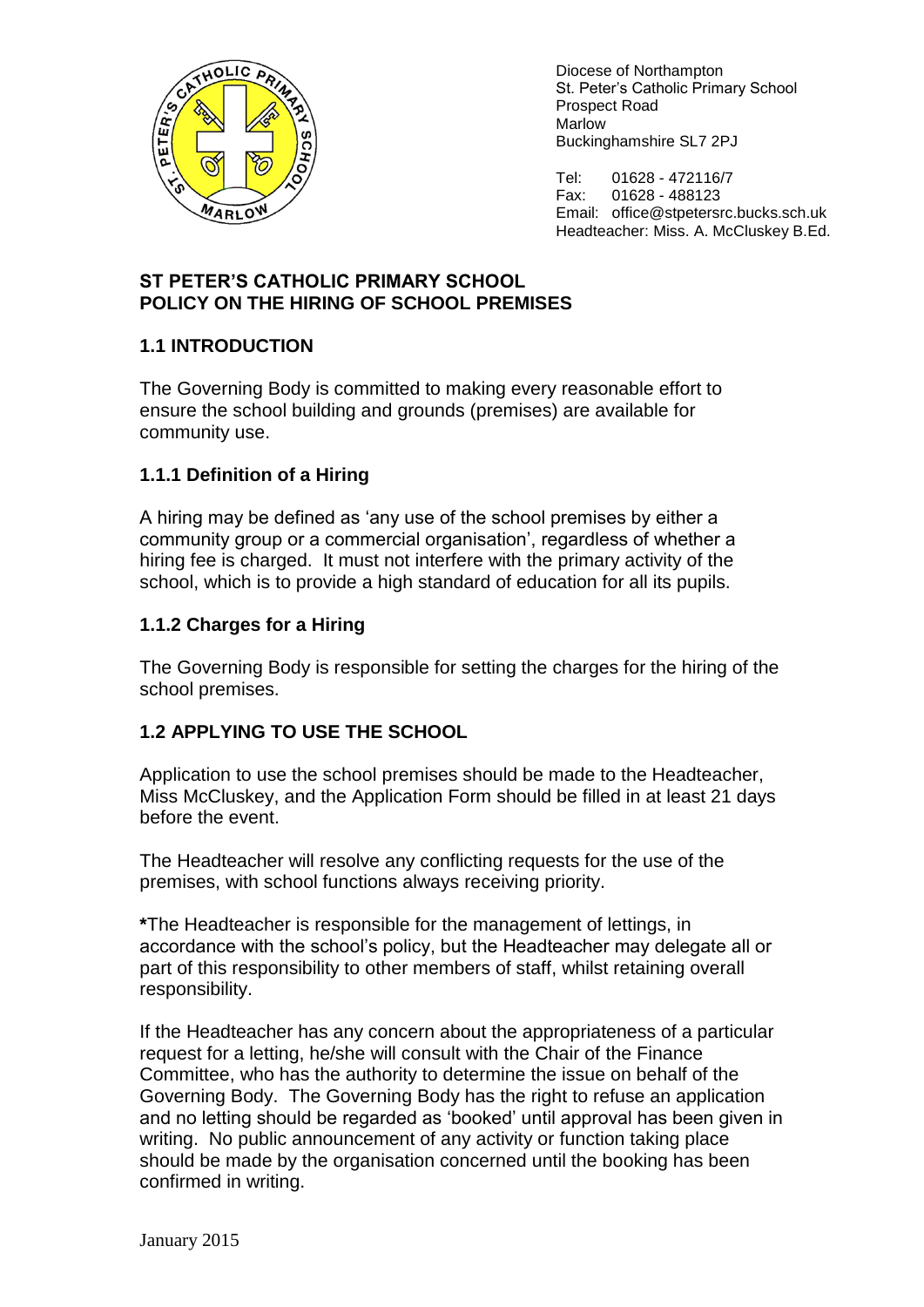Diocese of Northampton
St. Peter's Catholic Primary School
Prospect Road
Marlow
Buckinghamshire SL7 2PJ

Tel: 01628 - 472116/7
Fax: 01628 - 488123
Email: office@stpetersrc.bucks.sch.uk
Headteacher: Miss. A. McCluskey B.Ed.

# ST PETER'S CATHOLIC PRIMARY SCHOOL
# POLICY ON THE HIRING OF SCHOOL PREMISES

## 1.1 INTRODUCTION

The Governing Body is committed to making every reasonable effort to ensure the school building and grounds (premises) are available for community use.

### 1.1.1 Definition of a Hiring

A hiring may be defined as 'any use of the school premises by either a community group or a commercial organisation', regardless of whether a hiring fee is charged. It must not interfere with the primary activity of the school, which is to provide a high standard of education for all its pupils.

### 1.1.2 Charges for a Hiring

The Governing Body is responsible for setting the charges for the hiring of the school premises.

## 1.2 APPLYING TO USE THE SCHOOL

Application to use the school premises should be made to the Headteacher, Miss McCluskey, and the Application Form should be filled in at least 21 days before the event.

The Headteacher will resolve any conflicting requests for the use of the premises, with school functions always receiving priority.

**\***The Headteacher is responsible for the management of lettings, in accordance with the school's policy, but the Headteacher may delegate all or part of this responsibility to other members of staff, whilst retaining overall responsibility.

If the Headteacher has any concern about the appropriateness of a particular request for a letting, he/she will consult with the Chair of the Finance Committee, who has the authority to determine the issue on behalf of the Governing Body. The Governing Body has the right to refuse an application and no letting should be regarded as 'booked' until approval has been given in writing. No public announcement of any activity or function taking place should be made by the organisation concerned until the booking has been confirmed in writing.

January 2015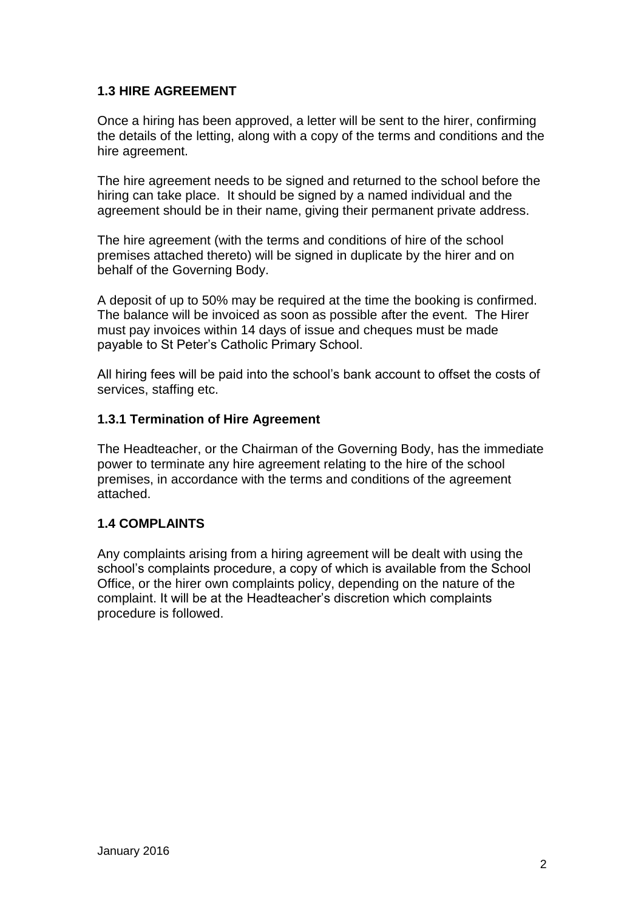### 1.3 HIRE AGREEMENT

Once a hiring has been approved, a letter will be sent to the hirer, confirming the details of the letting, along with a copy of the terms and conditions and the hire agreement.

The hire agreement needs to be signed and returned to the school before the hiring can take place. It should be signed by a named individual and the agreement should be in their name, giving their permanent private address.

The hire agreement (with the terms and conditions of hire of the school premises attached thereto) will be signed in duplicate by the hirer and on behalf of the Governing Body.

A deposit of up to 50% may be required at the time the booking is confirmed. The balance will be invoiced as soon as possible after the event. The Hirer must pay invoices within 14 days of issue and cheques must be made payable to St Peter's Catholic Primary School.

All hiring fees will be paid into the school's bank account to offset the costs of services, staffing etc.

#### 1.3.1 Termination of Hire Agreement

The Headteacher, or the Chairman of the Governing Body, has the immediate power to terminate any hire agreement relating to the hire of the school premises, in accordance with the terms and conditions of the agreement attached.

### 1.4 COMPLAINTS

Any complaints arising from a hiring agreement will be dealt with using the school's complaints procedure, a copy of which is available from the School Office, or the hirer own complaints policy, depending on the nature of the complaint. It will be at the Headteacher's discretion which complaints procedure is followed.

January 2016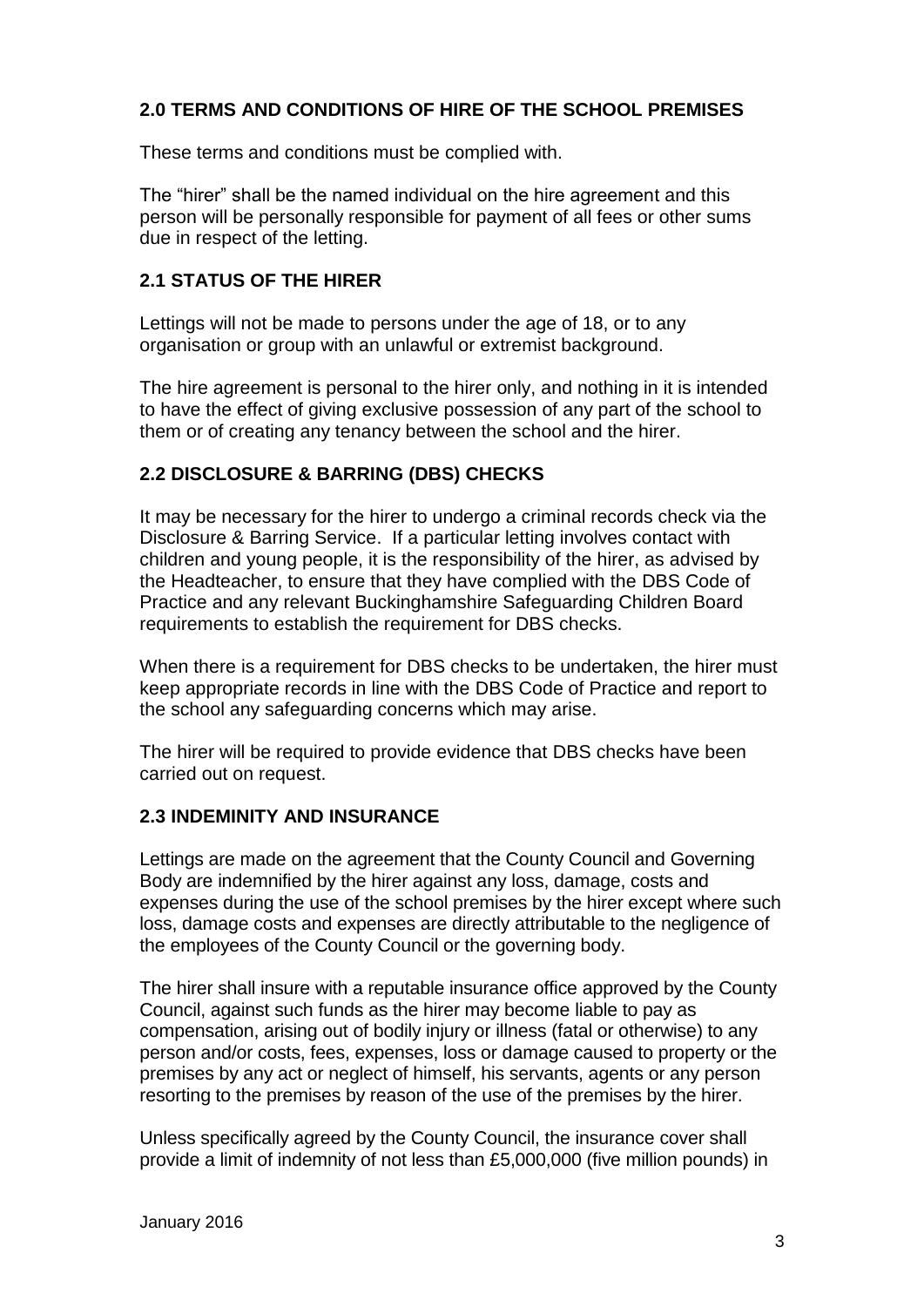## 2.0 TERMS AND CONDITIONS OF HIRE OF THE SCHOOL PREMISES

These terms and conditions must be complied with.

The "hirer" shall be the named individual on the hire agreement and this person will be personally responsible for payment of all fees or other sums due in respect of the letting.

### 2.1 STATUS OF THE HIRER

Lettings will not be made to persons under the age of 18, or to any organisation or group with an unlawful or extremist background.

The hire agreement is personal to the hirer only, and nothing in it is intended to have the effect of giving exclusive possession of any part of the school to them or of creating any tenancy between the school and the hirer.

### 2.2 DISCLOSURE & BARRING (DBS) CHECKS

It may be necessary for the hirer to undergo a criminal records check via the Disclosure & Barring Service. If a particular letting involves contact with children and young people, it is the responsibility of the hirer, as advised by the Headteacher, to ensure that they have complied with the DBS Code of Practice and any relevant Buckinghamshire Safeguarding Children Board requirements to establish the requirement for DBS checks.

When there is a requirement for DBS checks to be undertaken, the hirer must keep appropriate records in line with the DBS Code of Practice and report to the school any safeguarding concerns which may arise.

The hirer will be required to provide evidence that DBS checks have been carried out on request.

### 2.3 INDEMINITY AND INSURANCE

Lettings are made on the agreement that the County Council and Governing Body are indemnified by the hirer against any loss, damage, costs and expenses during the use of the school premises by the hirer except where such loss, damage costs and expenses are directly attributable to the negligence of the employees of the County Council or the governing body.

The hirer shall insure with a reputable insurance office approved by the County Council, against such funds as the hirer may become liable to pay as compensation, arising out of bodily injury or illness (fatal or otherwise) to any person and/or costs, fees, expenses, loss or damage caused to property or the premises by any act or neglect of himself, his servants, agents or any person resorting to the premises by reason of the use of the premises by the hirer.

Unless specifically agreed by the County Council, the insurance cover shall provide a limit of indemnity of not less than £5,000,000 (five million pounds) in

January 2016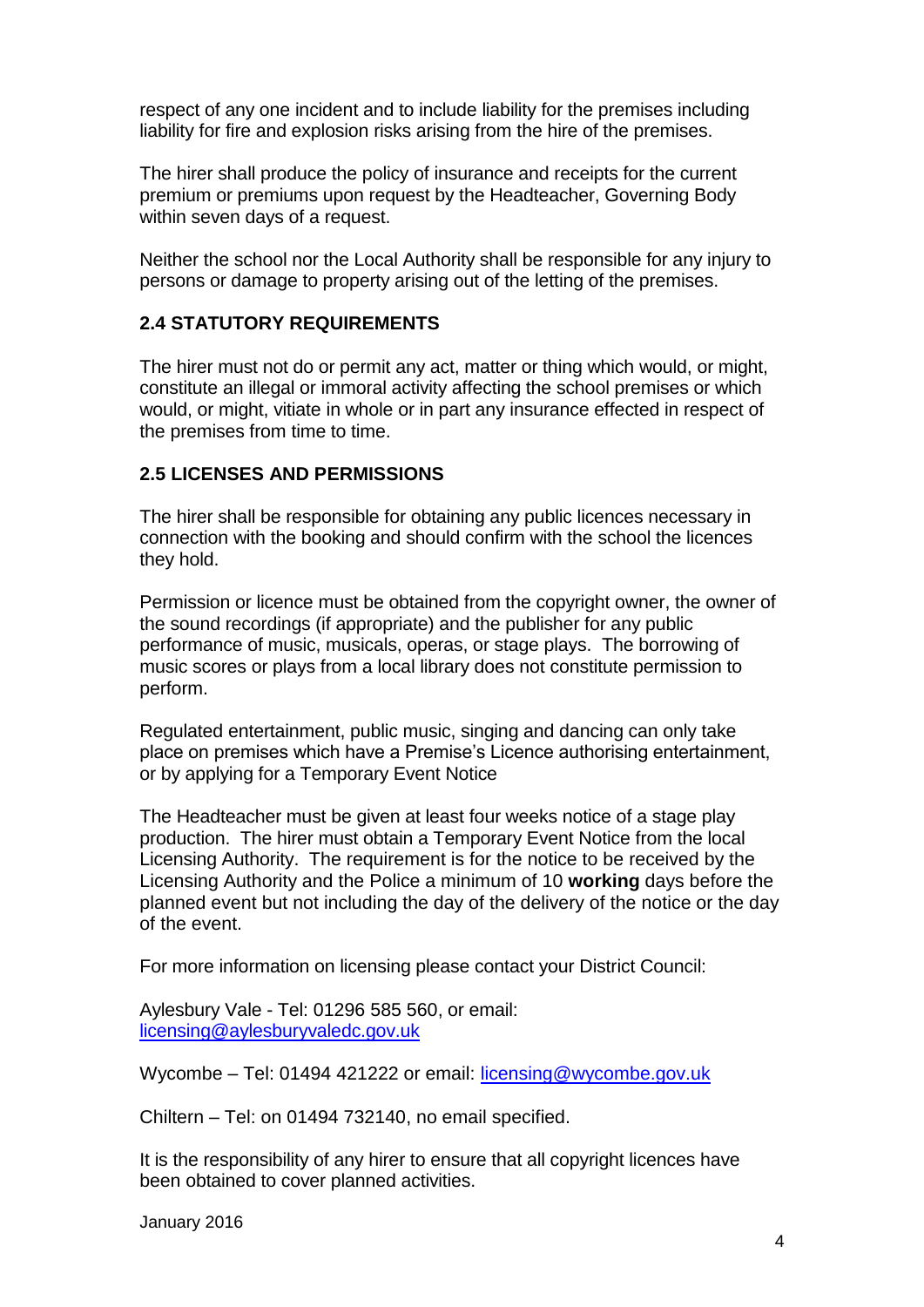respect of any one incident and to include liability for the premises including liability for fire and explosion risks arising from the hire of the premises.

The hirer shall produce the policy of insurance and receipts for the current premium or premiums upon request by the Headteacher, Governing Body within seven days of a request.

Neither the school nor the Local Authority shall be responsible for any injury to persons or damage to property arising out of the letting of the premises.

### 2.4 STATUTORY REQUIREMENTS

The hirer must not do or permit any act, matter or thing which would, or might, constitute an illegal or immoral activity affecting the school premises or which would, or might, vitiate in whole or in part any insurance effected in respect of the premises from time to time.

### 2.5 LICENSES AND PERMISSIONS

The hirer shall be responsible for obtaining any public licences necessary in connection with the booking and should confirm with the school the licences they hold.

Permission or licence must be obtained from the copyright owner, the owner of the sound recordings (if appropriate) and the publisher for any public performance of music, musicals, operas, or stage plays. The borrowing of music scores or plays from a local library does not constitute permission to perform.

Regulated entertainment, public music, singing and dancing can only take place on premises which have a Premise's Licence authorising entertainment, or by applying for a Temporary Event Notice

The Headteacher must be given at least four weeks notice of a stage play production. The hirer must obtain a Temporary Event Notice from the local Licensing Authority. The requirement is for the notice to be received by the Licensing Authority and the Police a minimum of 10 **working** days before the planned event but not including the day of the delivery of the notice or the day of the event.

For more information on licensing please contact your District Council:

Aylesbury Vale - Tel: 01296 585 560, or email: licensing@aylesburyvaledc.gov.uk

Wycombe – Tel: 01494 421222 or email: licensing@wycombe.gov.uk

Chiltern – Tel: on 01494 732140, no email specified.

It is the responsibility of any hirer to ensure that all copyright licences have been obtained to cover planned activities.

January 2016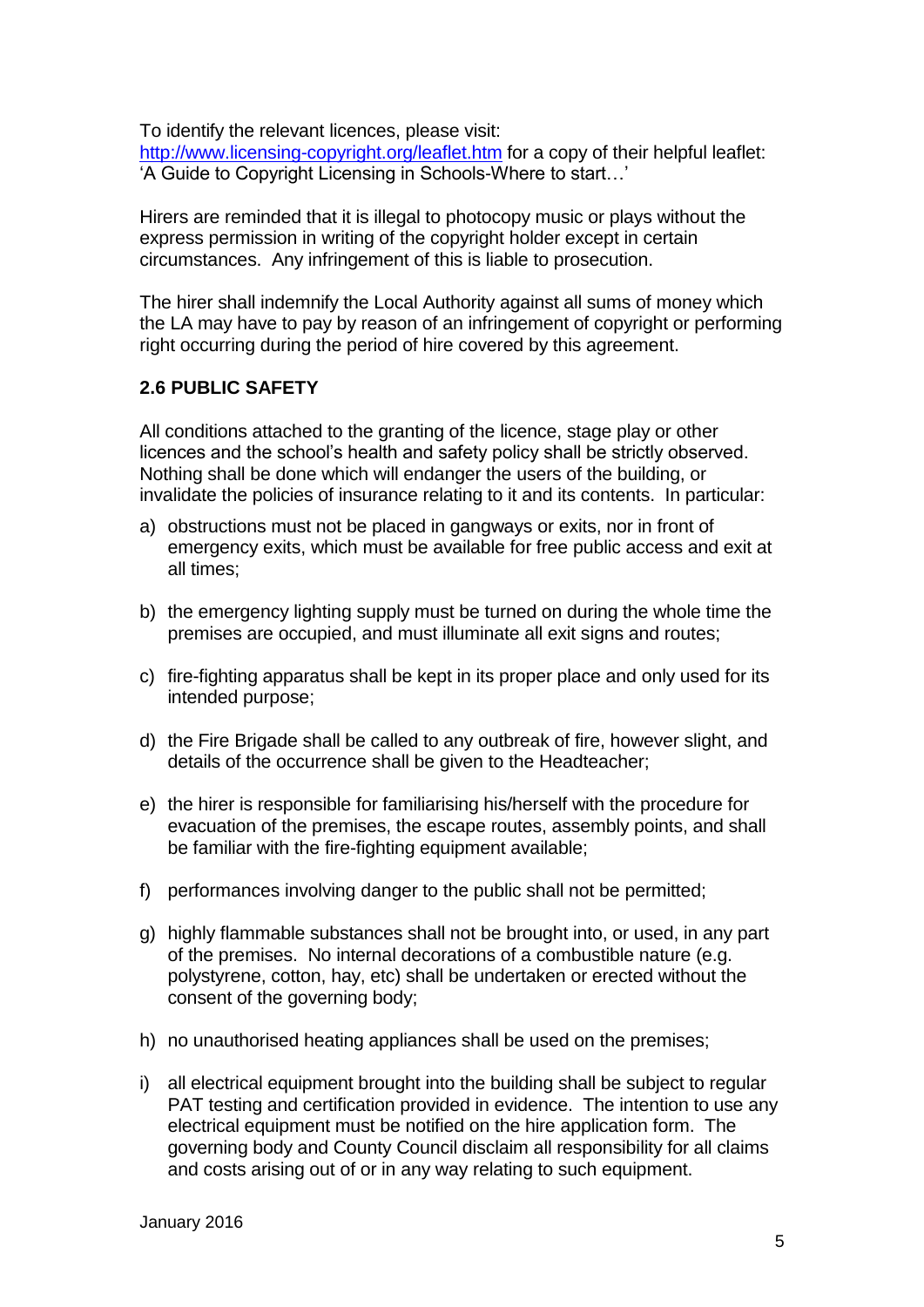To identify the relevant licences, please visit:
[http://www.licensing-copyright.org/leaflet.htm](http://www.licensing-copyright.org/leaflet.htm) for a copy of their helpful leaflet: 'A Guide to Copyright Licensing in Schools-Where to start…'

Hirers are reminded that it is illegal to photocopy music or plays without the express permission in writing of the copyright holder except in certain circumstances. Any infringement of this is liable to prosecution.

The hirer shall indemnify the Local Authority against all sums of money which the LA may have to pay by reason of an infringement of copyright or performing right occurring during the period of hire covered by this agreement.

### 2.6 PUBLIC SAFETY

All conditions attached to the granting of the licence, stage play or other licences and the school's health and safety policy shall be strictly observed. Nothing shall be done which will endanger the users of the building, or invalidate the policies of insurance relating to it and its contents. In particular:

a) obstructions must not be placed in gangways or exits, nor in front of emergency exits, which must be available for free public access and exit at all times;

b) the emergency lighting supply must be turned on during the whole time the premises are occupied, and must illuminate all exit signs and routes;

c) fire-fighting apparatus shall be kept in its proper place and only used for its intended purpose;

d) the Fire Brigade shall be called to any outbreak of fire, however slight, and details of the occurrence shall be given to the Headteacher;

e) the hirer is responsible for familiarising his/herself with the procedure for evacuation of the premises, the escape routes, assembly points, and shall be familiar with the fire-fighting equipment available;

f) performances involving danger to the public shall not be permitted;

g) highly flammable substances shall not be brought into, or used, in any part of the premises. No internal decorations of a combustible nature (e.g. polystyrene, cotton, hay, etc) shall be undertaken or erected without the consent of the governing body;

h) no unauthorised heating appliances shall be used on the premises;

i) all electrical equipment brought into the building shall be subject to regular PAT testing and certification provided in evidence. The intention to use any electrical equipment must be notified on the hire application form. The governing body and County Council disclaim all responsibility for all claims and costs arising out of or in any way relating to such equipment.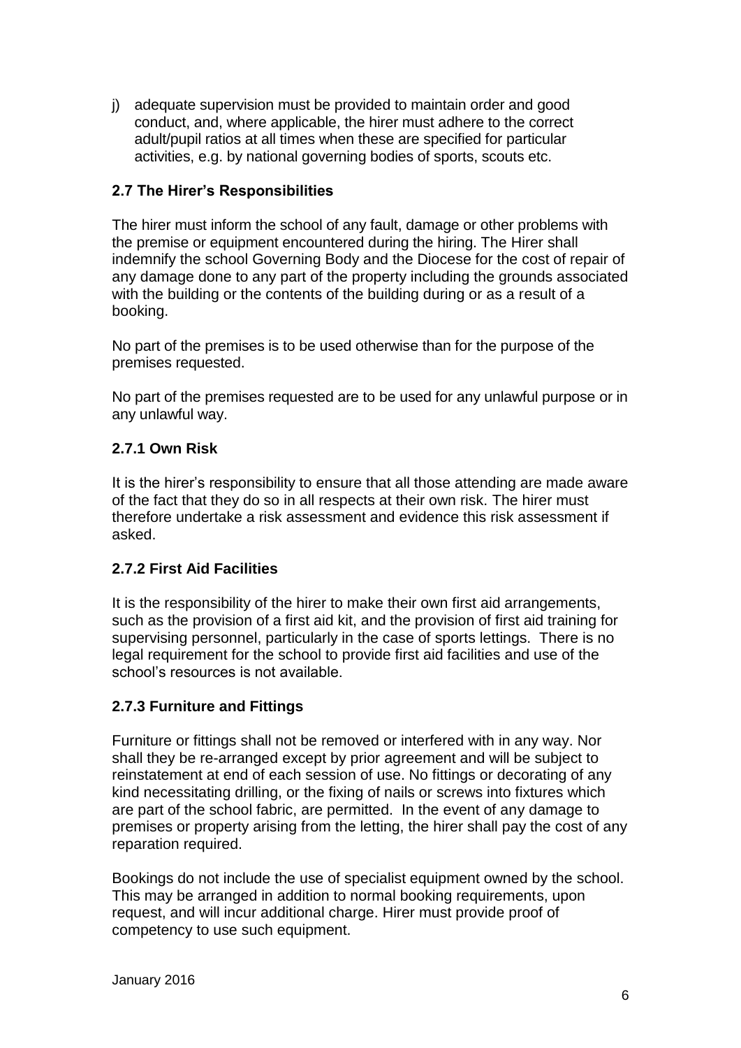j) adequate supervision must be provided to maintain order and good conduct, and, where applicable, the hirer must adhere to the correct adult/pupil ratios at all times when these are specified for particular activities, e.g. by national governing bodies of sports, scouts etc.

### 2.7 The Hirer's Responsibilities

The hirer must inform the school of any fault, damage or other problems with the premise or equipment encountered during the hiring. The Hirer shall indemnify the school Governing Body and the Diocese for the cost of repair of any damage done to any part of the property including the grounds associated with the building or the contents of the building during or as a result of a booking.

No part of the premises is to be used otherwise than for the purpose of the premises requested.

No part of the premises requested are to be used for any unlawful purpose or in any unlawful way.

#### 2.7.1 Own Risk

It is the hirer's responsibility to ensure that all those attending are made aware of the fact that they do so in all respects at their own risk. The hirer must therefore undertake a risk assessment and evidence this risk assessment if asked.

#### 2.7.2 First Aid Facilities

It is the responsibility of the hirer to make their own first aid arrangements, such as the provision of a first aid kit, and the provision of first aid training for supervising personnel, particularly in the case of sports lettings. There is no legal requirement for the school to provide first aid facilities and use of the school's resources is not available.

#### 2.7.3 Furniture and Fittings

Furniture or fittings shall not be removed or interfered with in any way. Nor shall they be re-arranged except by prior agreement and will be subject to reinstatement at end of each session of use. No fittings or decorating of any kind necessitating drilling, or the fixing of nails or screws into fixtures which are part of the school fabric, are permitted. In the event of any damage to premises or property arising from the letting, the hirer shall pay the cost of any reparation required.

Bookings do not include the use of specialist equipment owned by the school. This may be arranged in addition to normal booking requirements, upon request, and will incur additional charge. Hirer must provide proof of competency to use such equipment.

January 2016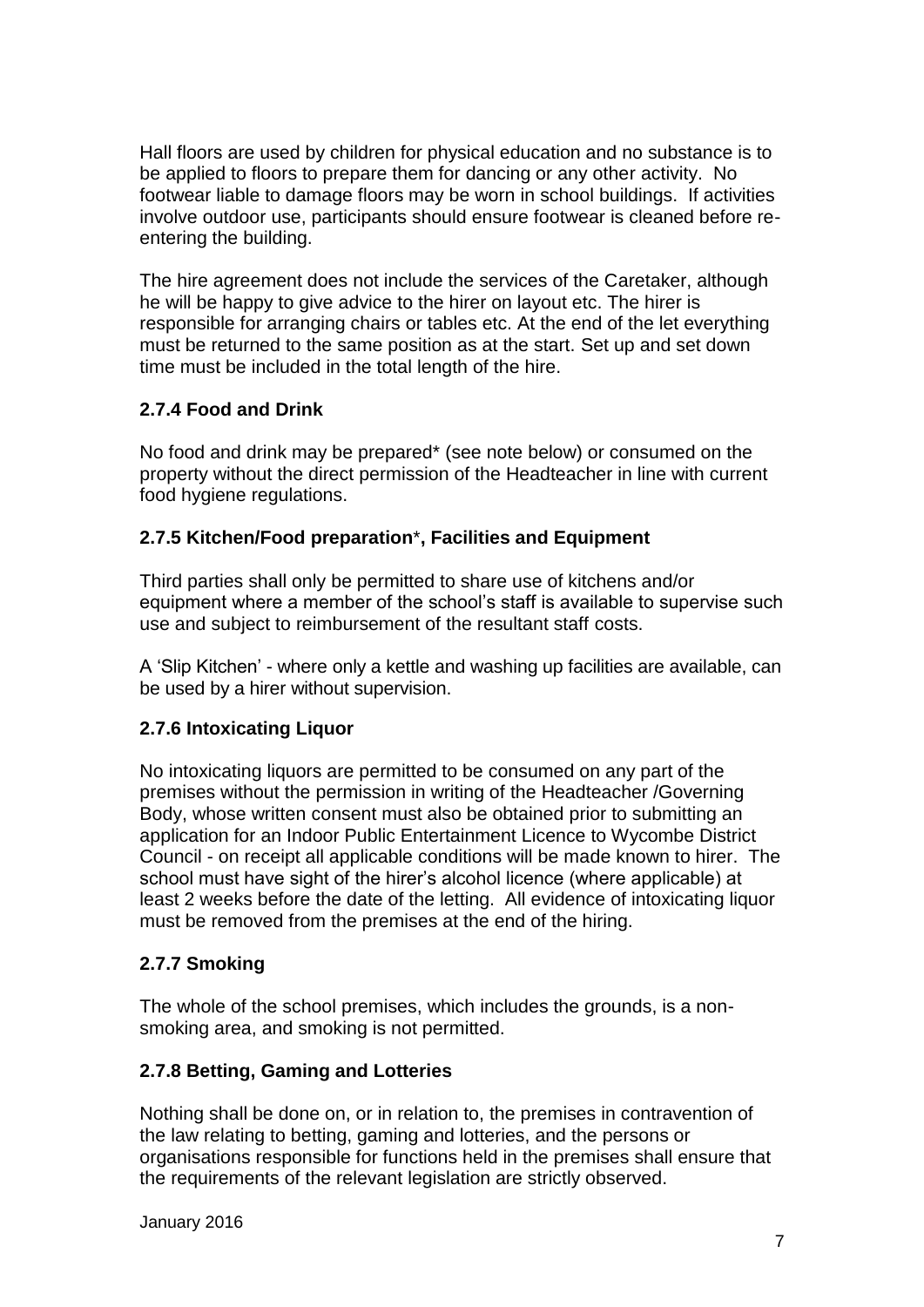Hall floors are used by children for physical education and no substance is to be applied to floors to prepare them for dancing or any other activity. No footwear liable to damage floors may be worn in school buildings. If activities involve outdoor use, participants should ensure footwear is cleaned before re-entering the building.

The hire agreement does not include the services of the Caretaker, although he will be happy to give advice to the hirer on layout etc. The hirer is responsible for arranging chairs or tables etc. At the end of the let everything must be returned to the same position as at the start. Set up and set down time must be included in the total length of the hire.

### 2.7.4 Food and Drink

No food and drink may be prepared* (see note below) or consumed on the property without the direct permission of the Headteacher in line with current food hygiene regulations.

### 2.7.5 Kitchen/Food preparation*, Facilities and Equipment

Third parties shall only be permitted to share use of kitchens and/or equipment where a member of the school's staff is available to supervise such use and subject to reimbursement of the resultant staff costs.

A 'Slip Kitchen' - where only a kettle and washing up facilities are available, can be used by a hirer without supervision.

### 2.7.6 Intoxicating Liquor

No intoxicating liquors are permitted to be consumed on any part of the premises without the permission in writing of the Headteacher /Governing Body, whose written consent must also be obtained prior to submitting an application for an Indoor Public Entertainment Licence to Wycombe District Council - on receipt all applicable conditions will be made known to hirer. The school must have sight of the hirer's alcohol licence (where applicable) at least 2 weeks before the date of the letting. All evidence of intoxicating liquor must be removed from the premises at the end of the hiring.

### 2.7.7 Smoking

The whole of the school premises, which includes the grounds, is a non-smoking area, and smoking is not permitted.

### 2.7.8 Betting, Gaming and Lotteries

Nothing shall be done on, or in relation to, the premises in contravention of the law relating to betting, gaming and lotteries, and the persons or organisations responsible for functions held in the premises shall ensure that the requirements of the relevant legislation are strictly observed.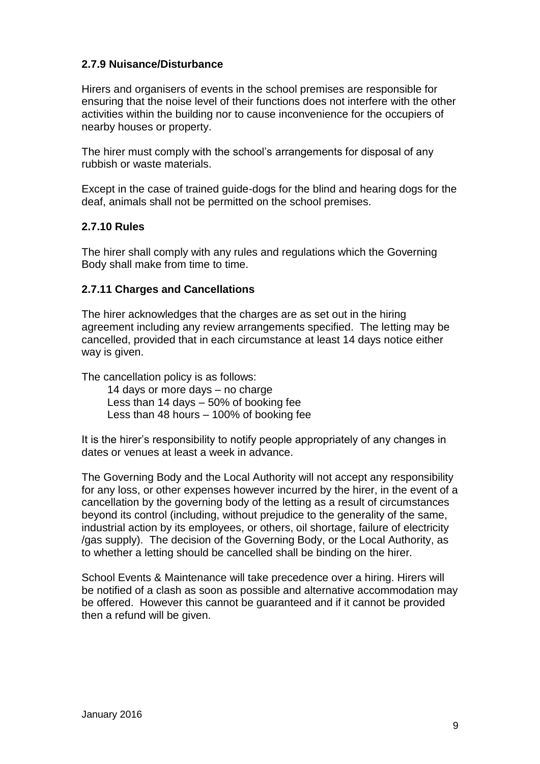### 2.7.9 Nuisance/Disturbance

Hirers and organisers of events in the school premises are responsible for ensuring that the noise level of their functions does not interfere with the other activities within the building nor to cause inconvenience for the occupiers of nearby houses or property.

The hirer must comply with the school's arrangements for disposal of any rubbish or waste materials.

Except in the case of trained guide-dogs for the blind and hearing dogs for the deaf, animals shall not be permitted on the school premises.

### 2.7.10 Rules

The hirer shall comply with any rules and regulations which the Governing Body shall make from time to time.

### 2.7.11 Charges and Cancellations

The hirer acknowledges that the charges are as set out in the hiring agreement including any review arrangements specified. The letting may be cancelled, provided that in each circumstance at least 14 days notice either way is given.

The cancellation policy is as follows:

14 days or more days – no charge
Less than 14 days – 50% of booking fee
Less than 48 hours – 100% of booking fee

It is the hirer's responsibility to notify people appropriately of any changes in dates or venues at least a week in advance.

The Governing Body and the Local Authority will not accept any responsibility for any loss, or other expenses however incurred by the hirer, in the event of a cancellation by the governing body of the letting as a result of circumstances beyond its control (including, without prejudice to the generality of the same, industrial action by its employees, or others, oil shortage, failure of electricity /gas supply). The decision of the Governing Body, or the Local Authority, as to whether a letting should be cancelled shall be binding on the hirer.

School Events & Maintenance will take precedence over a hiring. Hirers will be notified of a clash as soon as possible and alternative accommodation may be offered. However this cannot be guaranteed and if it cannot be provided then a refund will be given.

January 2016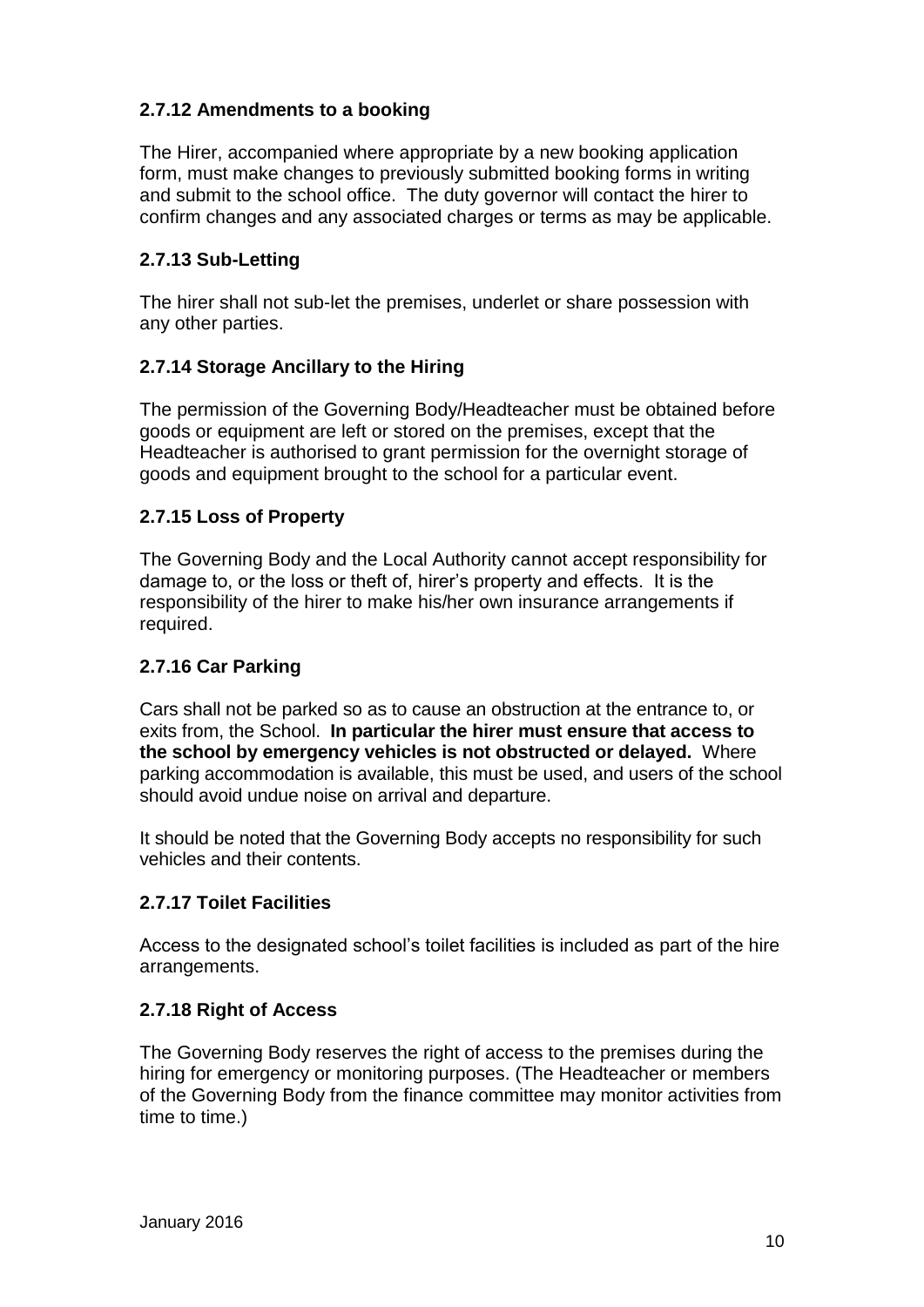### 2.7.12 Amendments to a booking

The Hirer, accompanied where appropriate by a new booking application form, must make changes to previously submitted booking forms in writing and submit to the school office. The duty governor will contact the hirer to confirm changes and any associated charges or terms as may be applicable.

### 2.7.13 Sub-Letting

The hirer shall not sub-let the premises, underlet or share possession with any other parties.

### 2.7.14 Storage Ancillary to the Hiring

The permission of the Governing Body/Headteacher must be obtained before goods or equipment are left or stored on the premises, except that the Headteacher is authorised to grant permission for the overnight storage of goods and equipment brought to the school for a particular event.

### 2.7.15 Loss of Property

The Governing Body and the Local Authority cannot accept responsibility for damage to, or the loss or theft of, hirer's property and effects. It is the responsibility of the hirer to make his/her own insurance arrangements if required.

### 2.7.16 Car Parking

Cars shall not be parked so as to cause an obstruction at the entrance to, or exits from, the School. **In particular the hirer must ensure that access to the school by emergency vehicles is not obstructed or delayed.** Where parking accommodation is available, this must be used, and users of the school should avoid undue noise on arrival and departure.

It should be noted that the Governing Body accepts no responsibility for such vehicles and their contents.

### 2.7.17 Toilet Facilities

Access to the designated school's toilet facilities is included as part of the hire arrangements.

### 2.7.18 Right of Access

The Governing Body reserves the right of access to the premises during the hiring for emergency or monitoring purposes. (The Headteacher or members of the Governing Body from the finance committee may monitor activities from time to time.)

January 2016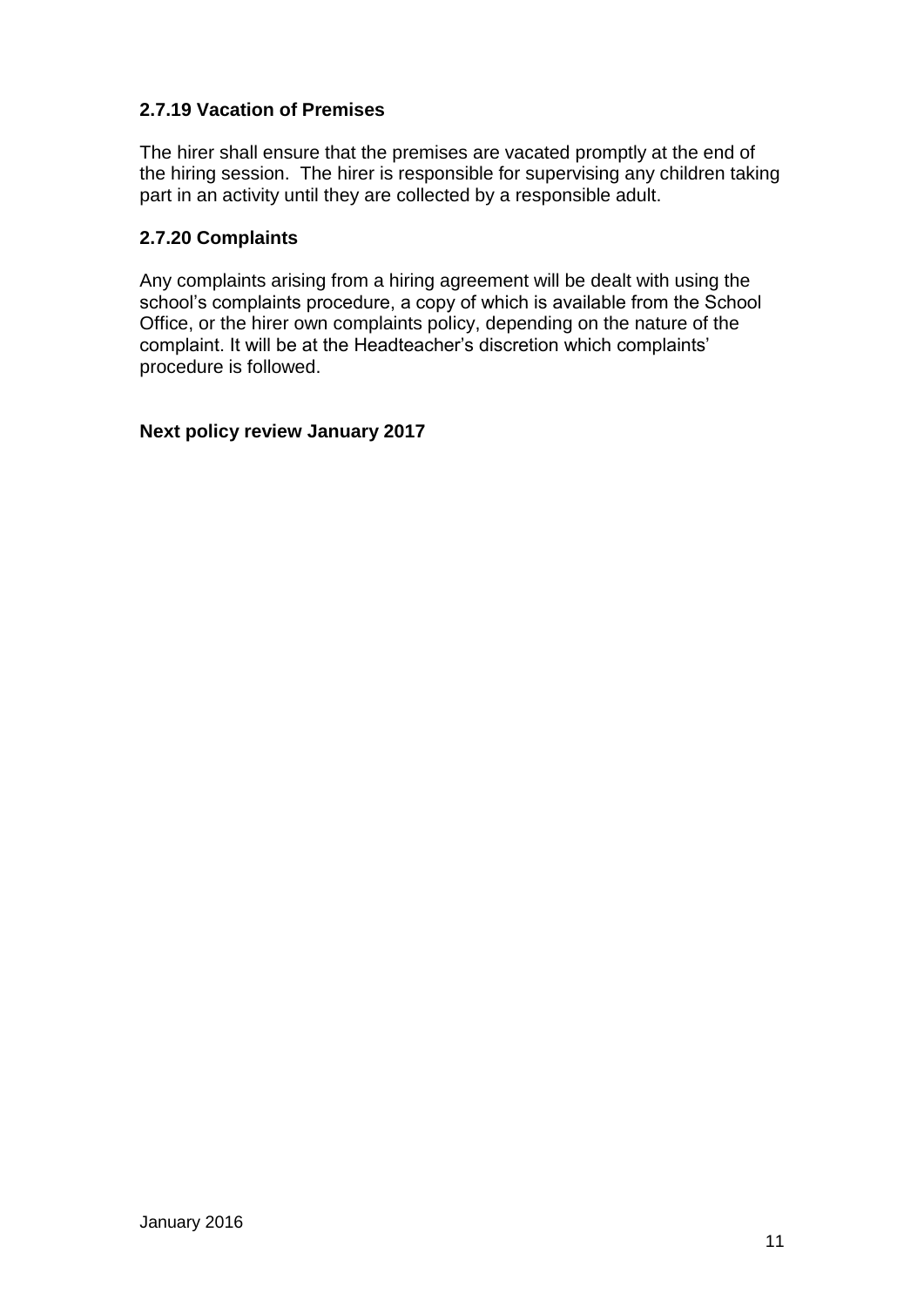### 2.7.19 Vacation of Premises

The hirer shall ensure that the premises are vacated promptly at the end of the hiring session. The hirer is responsible for supervising any children taking part in an activity until they are collected by a responsible adult.

### 2.7.20 Complaints

Any complaints arising from a hiring agreement will be dealt with using the school's complaints procedure, a copy of which is available from the School Office, or the hirer own complaints policy, depending on the nature of the complaint. It will be at the Headteacher's discretion which complaints' procedure is followed.

**Next policy review January 2017**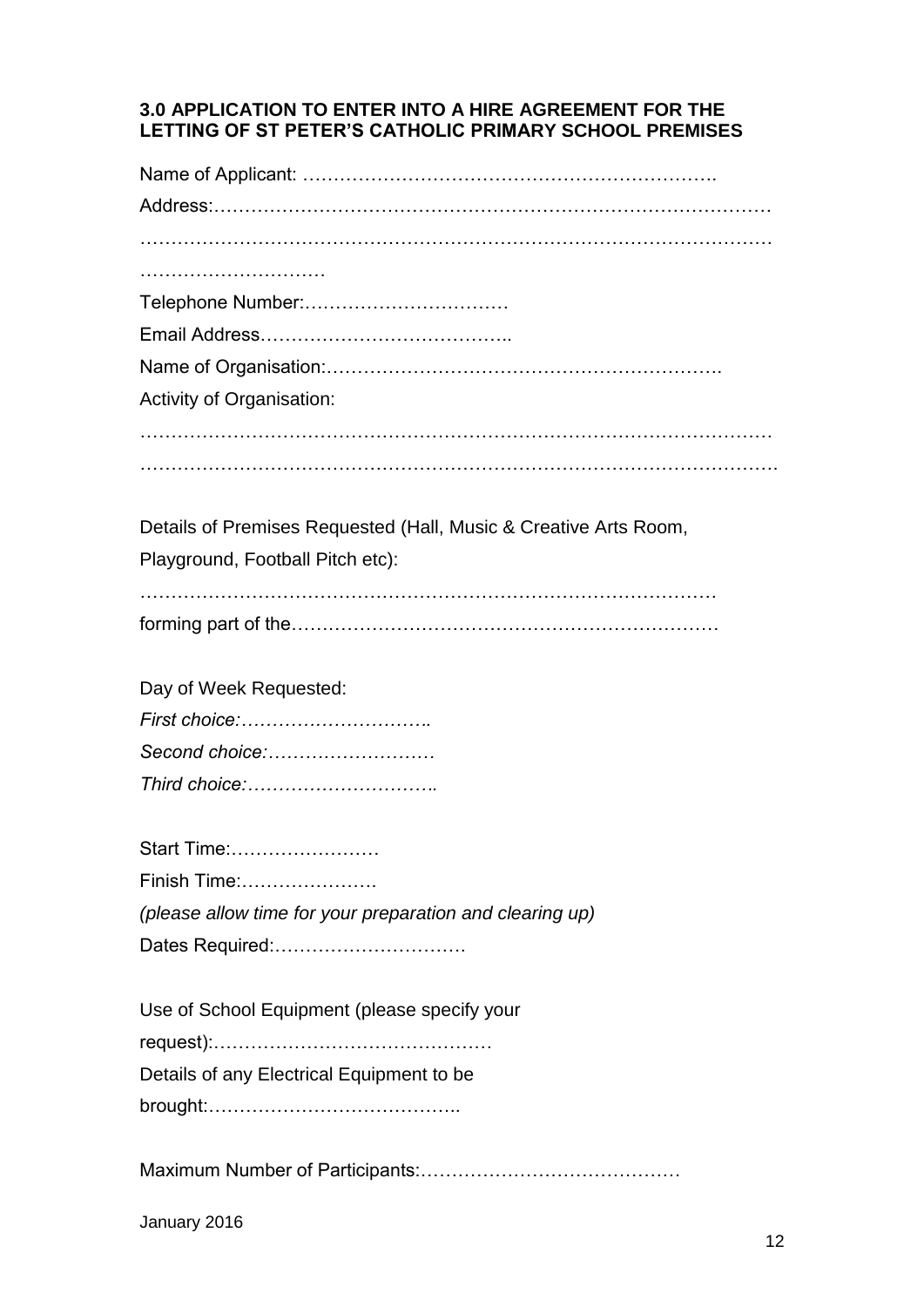### 3.0 APPLICATION TO ENTER INTO A HIRE AGREEMENT FOR THE LETTING OF ST PETER'S CATHOLIC PRIMARY SCHOOL PREMISES

Name of Applicant: ……………………………………………………….

Address:………………………………………………………………………………

………………………………………………………………………………………

…………………………

Telephone Number:……………………………

Email Address…………………………………..

Name of Organisation:…………………………………………………….

Activity of Organisation:

………………………………………………………………………………………

……………………………………………………………………………………….

Details of Premises Requested (Hall, Music & Creative Arts Room, Playground, Football Pitch etc):

……………………………………………………………………………….

forming part of the…………………………………………………………

Day of Week Requested:

*First choice:…………………………..*

*Second choice:………………………*

*Third choice:…………………………..*

Start Time:……………………

Finish Time:………………….

*(please allow time for your preparation and clearing up)*

Dates Required:………………………….

Use of School Equipment (please specify your request):………………………………………

Details of any Electrical Equipment to be brought:…………………………………..

Maximum Number of Participants:……………………………………

January 2016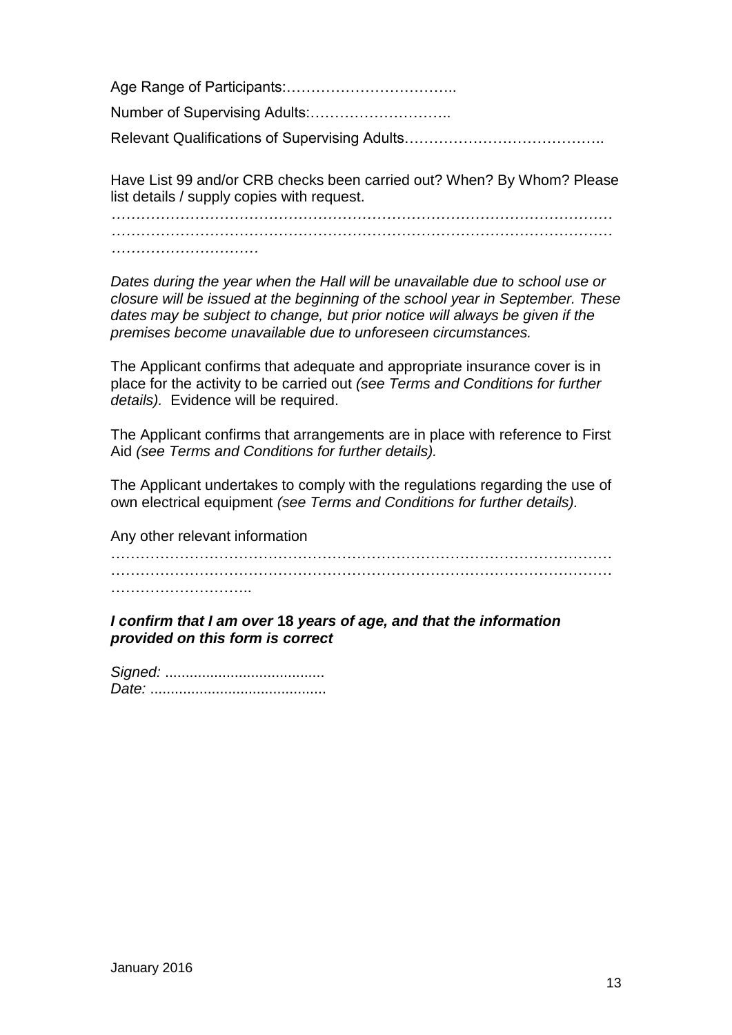Age Range of Participants:……………………………..

Number of Supervising Adults:………………………..

Relevant Qualifications of Supervising Adults…………………………………..

Have List 99 and/or CRB checks been carried out? When? By Whom? Please list details / supply copies with request.

……………………………………………………………………………………………………………………………………………………………………………………………………

*Dates during the year when the Hall will be unavailable due to school use or closure will be issued at the beginning of the school year in September. These dates may be subject to change, but prior notice will always be given if the premises become unavailable due to unforeseen circumstances.*

The Applicant confirms that adequate and appropriate insurance cover is in place for the activity to be carried out *(see Terms and Conditions for further details).* Evidence will be required.

The Applicant confirms that arrangements are in place with reference to First Aid *(see Terms and Conditions for further details).*

The Applicant undertakes to comply with the regulations regarding the use of own electrical equipment *(see Terms and Conditions for further details).*

Any other relevant information

……………………………………………………………………………………………………………………………………………………………………………………………………..

***I confirm that I am over 18 years of age, and that the information provided on this form is correct***

*Signed:* .......................................
*Date:* ...........................................

January 2016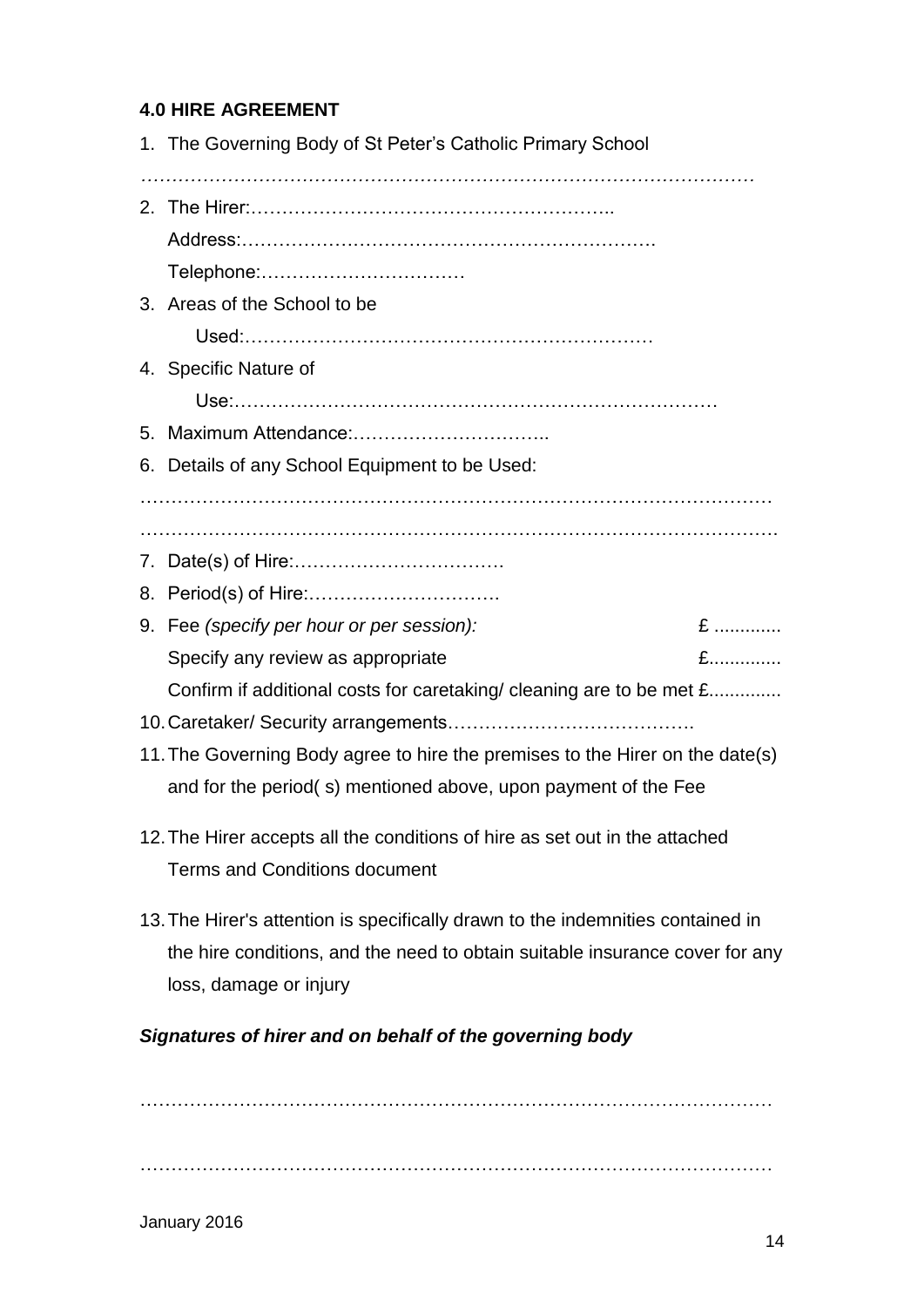**4.0 HIRE AGREEMENT**

1. The Governing Body of St Peter's Catholic Primary School

…………………………………………………………………………………………

2. The Hirer:…………………………………………………..
   Address:………………………………………………………….
   Telephone:……………………………
3. Areas of the School to be
   Used:…………………………………………………………
4. Specific Nature of
   Use:…………………………………………………………………
5. Maximum Attendance:…………………………..
6. Details of any School Equipment to be Used:

…………………………………………………………………………………………

…………………………………………………………………………………………

7. Date(s) of Hire:……………………………
8. Period(s) of Hire:………………………….
9. Fee *(specify per hour or per session):* £ ............
   Specify any review as appropriate £.............
   Confirm if additional costs for caretaking/ cleaning are to be met £.............
10. Caretaker/ Security arrangements………………………………….
11. The Governing Body agree to hire the premises to the Hirer on the date(s) and for the period( s) mentioned above, upon payment of the Fee
12. The Hirer accepts all the conditions of hire as set out in the attached Terms and Conditions document
13. The Hirer's attention is specifically drawn to the indemnities contained in the hire conditions, and the need to obtain suitable insurance cover for any loss, damage or injury

***Signatures of hirer and on behalf of the governing body***

…………………………………………………………………………………………

…………………………………………………………………………………………

January 2016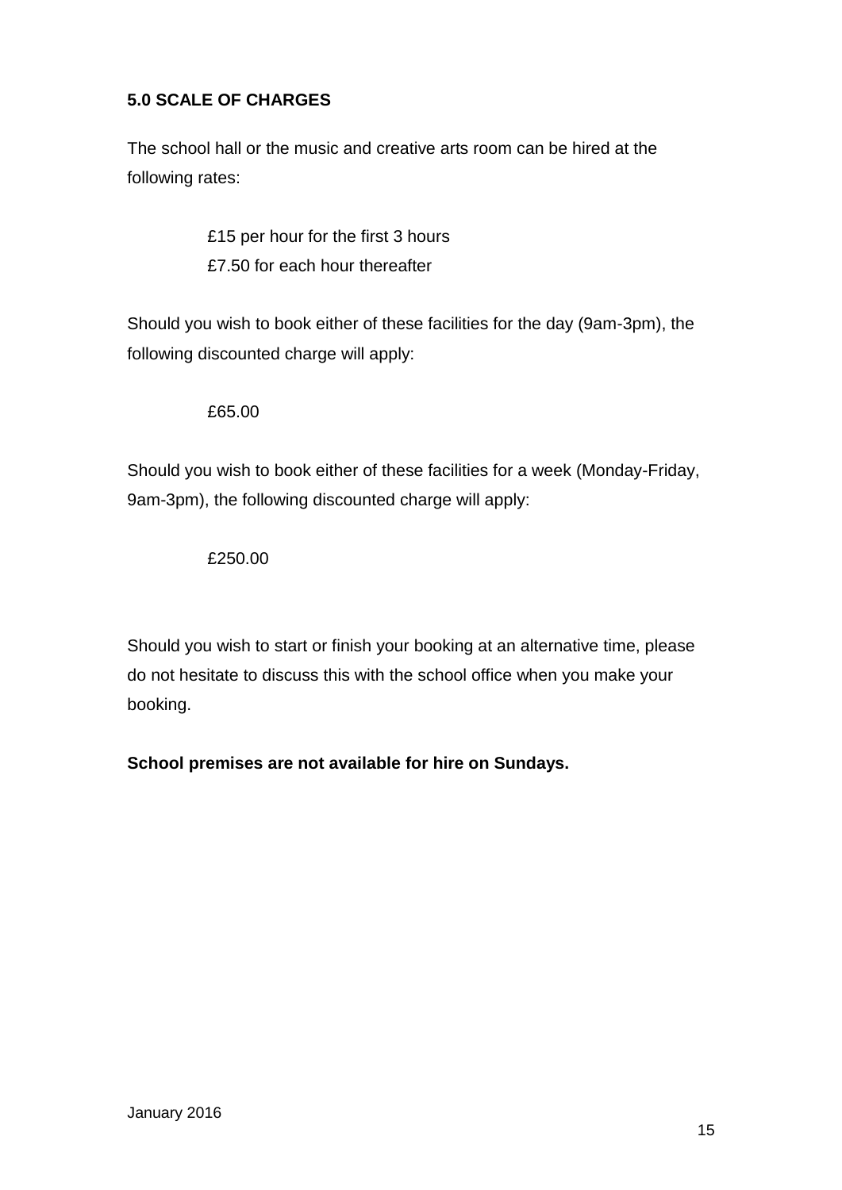**5.0 SCALE OF CHARGES**

The school hall or the music and creative arts room can be hired at the following rates:

> £15 per hour for the first 3 hours
> £7.50 for each hour thereafter

Should you wish to book either of these facilities for the day (9am-3pm), the following discounted charge will apply:

> £65.00

Should you wish to book either of these facilities for a week (Monday-Friday, 9am-3pm), the following discounted charge will apply:

> £250.00

Should you wish to start or finish your booking at an alternative time, please do not hesitate to discuss this with the school office when you make your booking.

**School premises are not available for hire on Sundays.**

January 2016